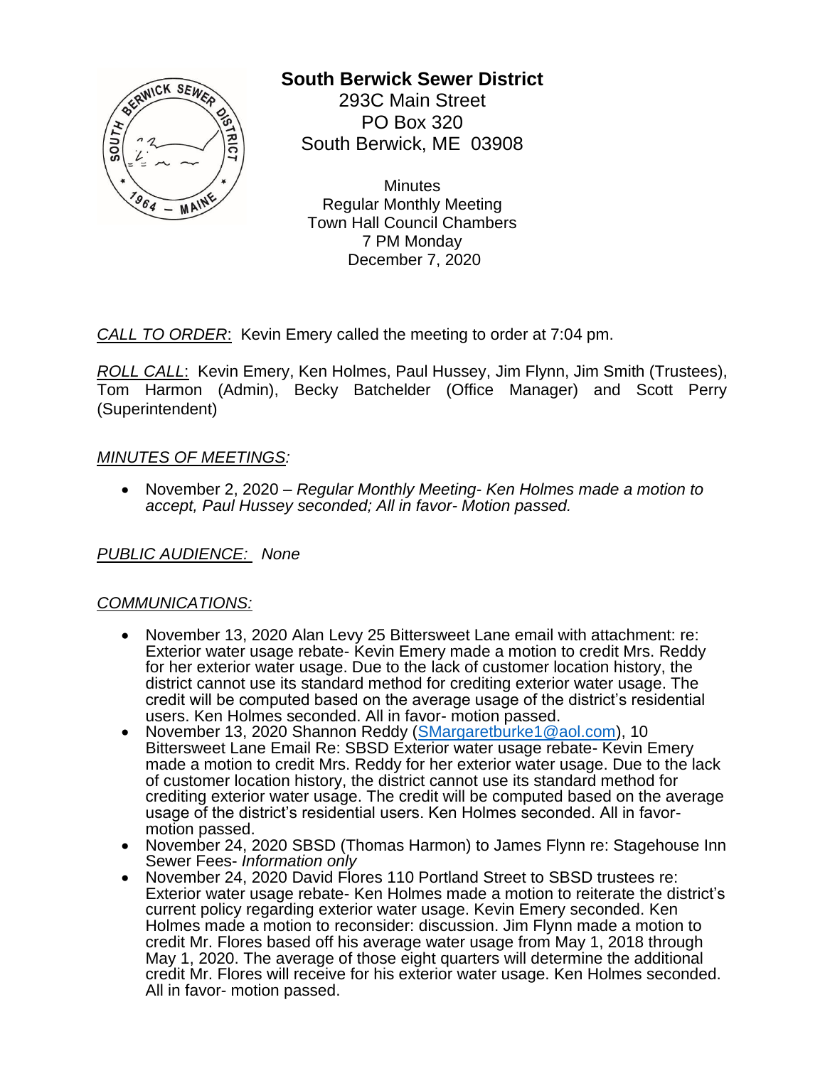# South Berwick Sewer District

293C Main Street
PO Box 320
South Berwick, ME 03908

Minutes
Regular Monthly Meeting
Town Hall Council Chambers
7 PM Monday
December 7, 2020

*CALL TO ORDER*: Kevin Emery called the meeting to order at 7:04 pm.

*ROLL CALL*: Kevin Emery, Ken Holmes, Paul Hussey, Jim Flynn, Jim Smith (Trustees), Tom Harmon (Admin), Becky Batchelder (Office Manager) and Scott Perry (Superintendent)

*MINUTES OF MEETINGS:*

- November 2, 2020 – *Regular Monthly Meeting- Ken Holmes made a motion to accept, Paul Hussey seconded; All in favor- Motion passed.*

*PUBLIC AUDIENCE:* *None*

*COMMUNICATIONS:*

- November 13, 2020 Alan Levy 25 Bittersweet Lane email with attachment: re: Exterior water usage rebate- Kevin Emery made a motion to credit Mrs. Reddy for her exterior water usage. Due to the lack of customer location history, the district cannot use its standard method for crediting exterior water usage. The credit will be computed based on the average usage of the district's residential users. Ken Holmes seconded. All in favor- motion passed.
- November 13, 2020 Shannon Reddy (SMargaretburke1@aol.com), 10 Bittersweet Lane Email Re: SBSD Exterior water usage rebate- Kevin Emery made a motion to credit Mrs. Reddy for her exterior water usage. Due to the lack of customer location history, the district cannot use its standard method for crediting exterior water usage. The credit will be computed based on the average usage of the district's residential users. Ken Holmes seconded. All in favor- motion passed.
- November 24, 2020 SBSD (Thomas Harmon) to James Flynn re: Stagehouse Inn Sewer Fees- *Information only*
- November 24, 2020 David Flores 110 Portland Street to SBSD trustees re: Exterior water usage rebate- Ken Holmes made a motion to reiterate the district's current policy regarding exterior water usage. Kevin Emery seconded. Ken Holmes made a motion to reconsider: discussion. Jim Flynn made a motion to credit Mr. Flores based off his average water usage from May 1, 2018 through May 1, 2020. The average of those eight quarters will determine the additional credit Mr. Flores will receive for his exterior water usage. Ken Holmes seconded. All in favor- motion passed.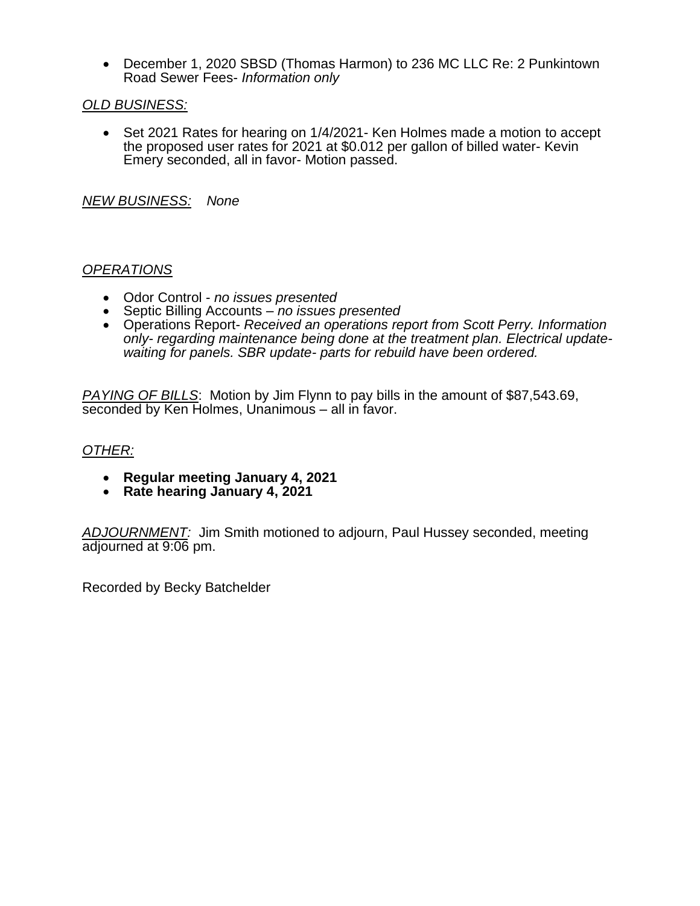- December 1, 2020 SBSD (Thomas Harmon) to 236 MC LLC Re: 2 Punkintown Road Sewer Fees- *Information only*

*OLD BUSINESS:*

- Set 2021 Rates for hearing on 1/4/2021- Ken Holmes made a motion to accept the proposed user rates for 2021 at $0.012 per gallon of billed water- Kevin Emery seconded, all in favor- Motion passed.

*NEW BUSINESS:* *None*

*OPERATIONS*

- Odor Control - *no issues presented*
- Septic Billing Accounts – *no issues presented*
- Operations Report- *Received an operations report from Scott Perry. Information only- regarding maintenance being done at the treatment plan. Electrical update- waiting for panels. SBR update- parts for rebuild have been ordered.*

*PAYING OF BILLS*: Motion by Jim Flynn to pay bills in the amount of $87,543.69, seconded by Ken Holmes, Unanimous – all in favor.

*OTHER:*

- **Regular meeting January 4, 2021**
- **Rate hearing January 4, 2021**

*ADJOURNMENT:* Jim Smith motioned to adjourn, Paul Hussey seconded, meeting adjourned at 9:06 pm.

Recorded by Becky Batchelder